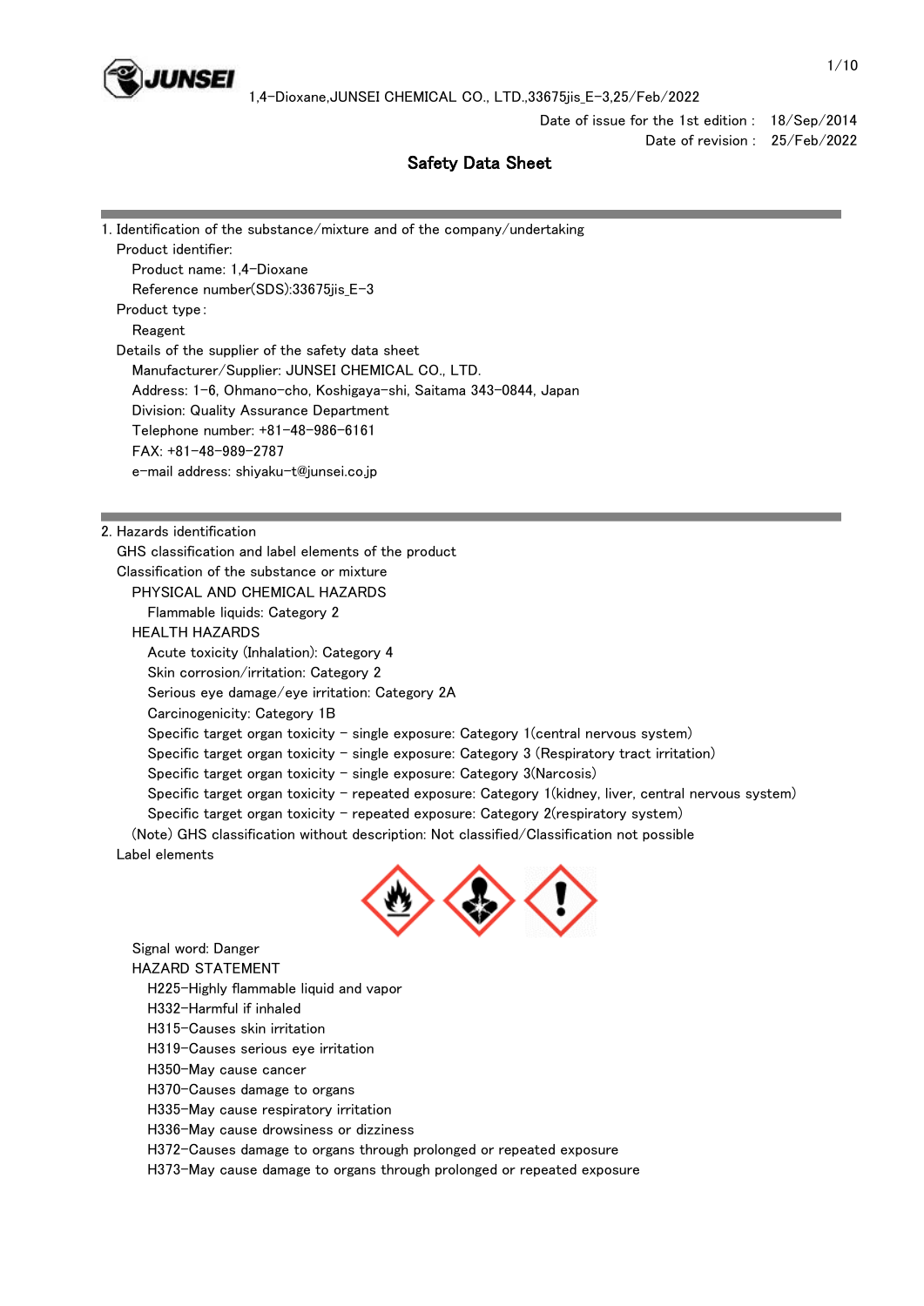Date of issue for the 1st edition : 18/Sep/2014
Date of revision : 25/Feb/2022

# Safety Data Sheet

## 1. Identification of the substance/mixture and of the company/undertaking

Product identifier:
- Product name: 1,4-Dioxane
- Reference number(SDS):33675jis_E-3

Product type:
- Reagent

Details of the supplier of the safety data sheet
- Manufacturer/Supplier: JUNSEI CHEMICAL CO., LTD.
- Address: 1-6, Ohmano-cho, Koshigaya-shi, Saitama 343-0844, Japan
- Division: Quality Assurance Department
- Telephone number: +81-48-986-6161
- FAX: +81-48-989-2787
- e-mail address: shiyaku-t@junsei.co.jp

## 2. Hazards identification

GHS classification and label elements of the product

Classification of the substance or mixture

PHYSICAL AND CHEMICAL HAZARDS
- Flammable liquids: Category 2

HEALTH HAZARDS
- Acute toxicity (Inhalation): Category 4
- Skin corrosion/irritation: Category 2
- Serious eye damage/eye irritation: Category 2A
- Carcinogenicity: Category 1B
- Specific target organ toxicity - single exposure: Category 1(central nervous system)
- Specific target organ toxicity - single exposure: Category 3 (Respiratory tract irritation)
- Specific target organ toxicity - single exposure: Category 3(Narcosis)
- Specific target organ toxicity - repeated exposure: Category 1(kidney, liver, central nervous system)
- Specific target organ toxicity - repeated exposure: Category 2(respiratory system)

(Note) GHS classification without description: Not classified/Classification not possible

Label elements

Signal word: Danger

HAZARD STATEMENT
- H225-Highly flammable liquid and vapor
- H332-Harmful if inhaled
- H315-Causes skin irritation
- H319-Causes serious eye irritation
- H350-May cause cancer
- H370-Causes damage to organs
- H335-May cause respiratory irritation
- H336-May cause drowsiness or dizziness
- H372-Causes damage to organs through prolonged or repeated exposure
- H373-May cause damage to organs through prolonged or repeated exposure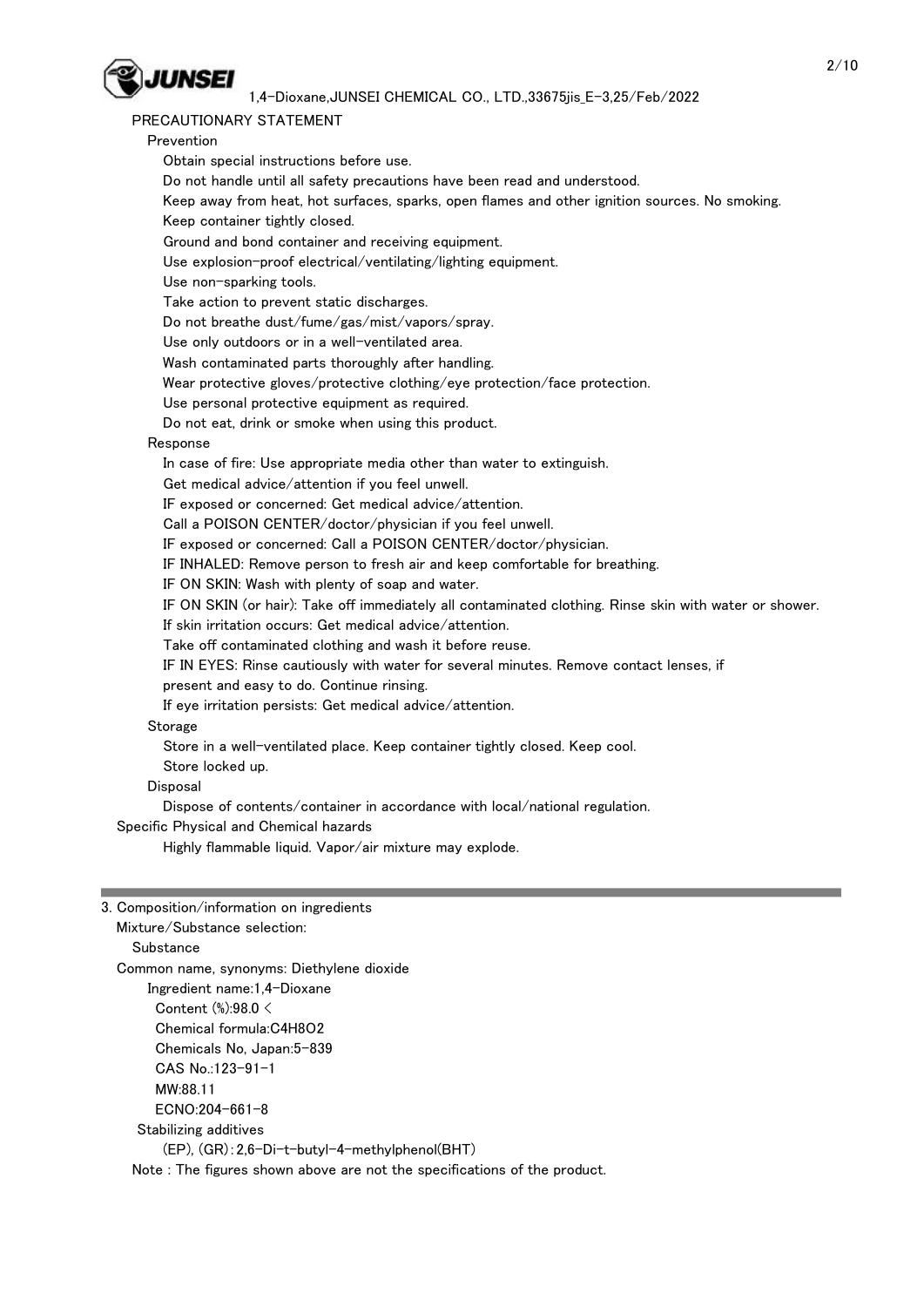PRECAUTIONARY STATEMENT

Prevention

- Obtain special instructions before use.
- Do not handle until all safety precautions have been read and understood.
- Keep away from heat, hot surfaces, sparks, open flames and other ignition sources. No smoking.
- Keep container tightly closed.
- Ground and bond container and receiving equipment.
- Use explosion-proof electrical/ventilating/lighting equipment.
- Use non-sparking tools.
- Take action to prevent static discharges.
- Do not breathe dust/fume/gas/mist/vapors/spray.
- Use only outdoors or in a well-ventilated area.
- Wash contaminated parts thoroughly after handling.
- Wear protective gloves/protective clothing/eye protection/face protection.
- Use personal protective equipment as required.
- Do not eat, drink or smoke when using this product.

Response

- In case of fire: Use appropriate media other than water to extinguish.
- Get medical advice/attention if you feel unwell.
- IF exposed or concerned: Get medical advice/attention.
- Call a POISON CENTER/doctor/physician if you feel unwell.
- IF exposed or concerned: Call a POISON CENTER/doctor/physician.
- IF INHALED: Remove person to fresh air and keep comfortable for breathing.
- IF ON SKIN: Wash with plenty of soap and water.
- IF ON SKIN (or hair): Take off immediately all contaminated clothing. Rinse skin with water or shower.
- If skin irritation occurs: Get medical advice/attention.
- Take off contaminated clothing and wash it before reuse.
- IF IN EYES: Rinse cautiously with water for several minutes. Remove contact lenses, if present and easy to do. Continue rinsing.
- If eye irritation persists: Get medical advice/attention.

Storage

- Store in a well-ventilated place. Keep container tightly closed. Keep cool.
- Store locked up.

Disposal

- Dispose of contents/container in accordance with local/national regulation.

Specific Physical and Chemical hazards

Highly flammable liquid. Vapor/air mixture may explode.

---

## 3. Composition/information on ingredients

Mixture/Substance selection:

Substance

Common name, synonyms: Diethylene dioxide

Ingredient name:1,4-Dioxane

Content (%):98.0 <

Chemical formula:$C_4H_8O_2$

Chemicals No, Japan:5-839

CAS No.:123-91-1

MW:88.11

ECNO:204-661-8

Stabilizing additives

(EP), (GR)：2,6-Di-t-butyl-4-methylphenol(BHT)

Note : The figures shown above are not the specifications of the product.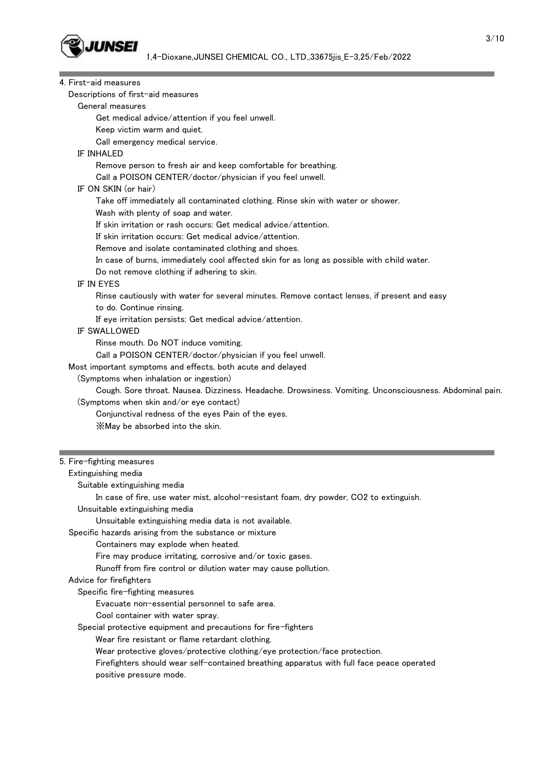## 4. First-aid measures

### Descriptions of first-aid measures

#### General measures

Get medical advice/attention if you feel unwell.
Keep victim warm and quiet.
Call emergency medical service.

#### IF INHALED

Remove person to fresh air and keep comfortable for breathing.
Call a POISON CENTER/doctor/physician if you feel unwell.

#### IF ON SKIN (or hair)

Take off immediately all contaminated clothing. Rinse skin with water or shower.
Wash with plenty of soap and water.
If skin irritation or rash occurs: Get medical advice/attention.
If skin irritation occurs: Get medical advice/attention.
Remove and isolate contaminated clothing and shoes.
In case of burns, immediately cool affected skin for as long as possible with child water.
Do not remove clothing if adhering to skin.

#### IF IN EYES

Rinse cautiously with water for several minutes. Remove contact lenses, if present and easy to do. Continue rinsing.
If eye irritation persists: Get medical advice/attention.

#### IF SWALLOWED

Rinse mouth. Do NOT induce vomiting.
Call a POISON CENTER/doctor/physician if you feel unwell.

### Most important symptoms and effects, both acute and delayed

(Symptoms when inhalation or ingestion)

Cough. Sore throat. Nausea. Dizziness. Headache. Drowsiness. Vomiting. Unconsciousness. Abdominal pain.

(Symptoms when skin and/or eye contact)

Conjunctival redness of the eyes Pain of the eyes.
※May be absorbed into the skin.

## 5. Fire-fighting measures

### Extinguishing media

#### Suitable extinguishing media

In case of fire, use water mist, alcohol-resistant foam, dry powder, $CO_2$ to extinguish.

#### Unsuitable extinguishing media

Unsuitable extinguishing media data is not available.

### Specific hazards arising from the substance or mixture

Containers may explode when heated.
Fire may produce irritating, corrosive and/or toxic gases.
Runoff from fire control or dilution water may cause pollution.

### Advice for firefighters

#### Specific fire-fighting measures

Evacuate non-essential personnel to safe area.
Cool container with water spray.

#### Special protective equipment and precautions for fire-fighters

Wear fire resistant or flame retardant clothing.
Wear protective gloves/protective clothing/eye protection/face protection.
Firefighters should wear self-contained breathing apparatus with full face peace operated positive pressure mode.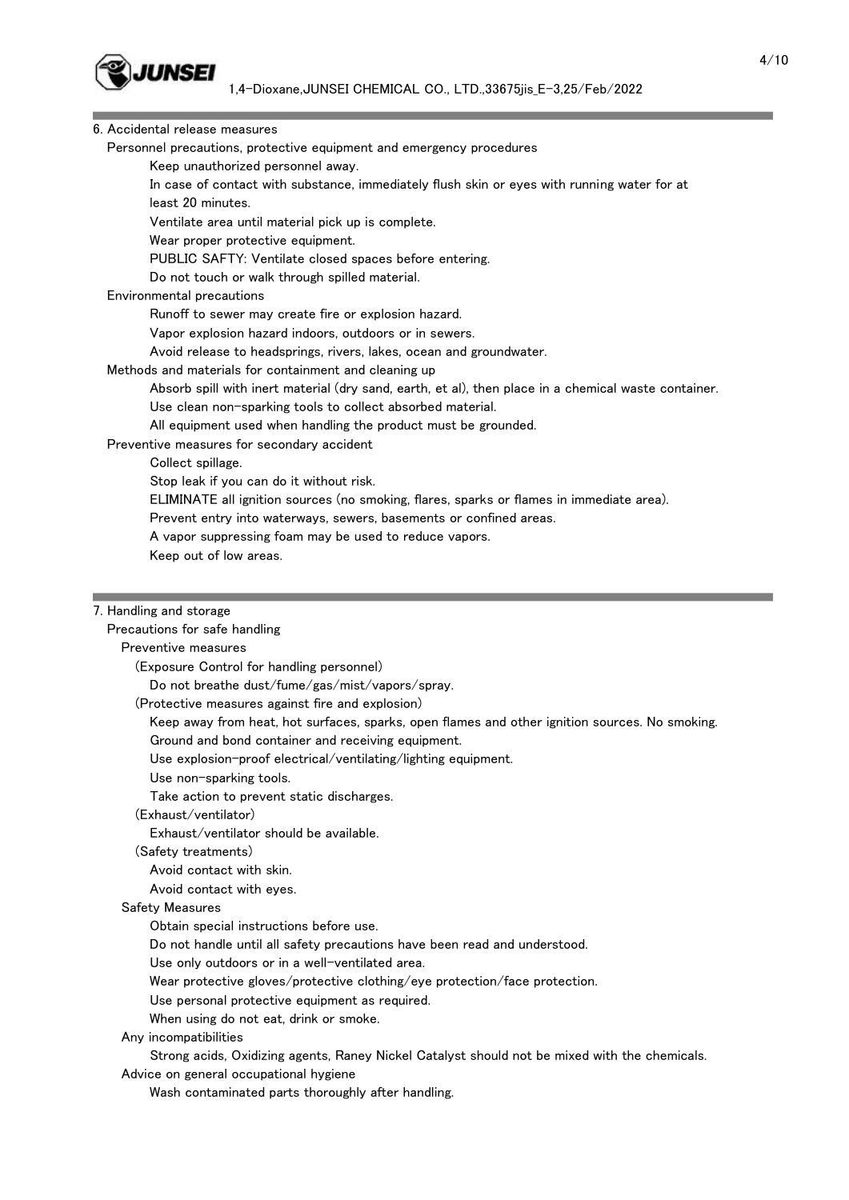## 6. Accidental release measures

### Personnel precautions, protective equipment and emergency procedures

Keep unauthorized personnel away.

In case of contact with substance, immediately flush skin or eyes with running water for at least 20 minutes.

Ventilate area until material pick up is complete.

Wear proper protective equipment.

PUBLIC SAFTY: Ventilate closed spaces before entering.

Do not touch or walk through spilled material.

### Environmental precautions

Runoff to sewer may create fire or explosion hazard.

Vapor explosion hazard indoors, outdoors or in sewers.

Avoid release to headsprings, rivers, lakes, ocean and groundwater.

### Methods and materials for containment and cleaning up

Absorb spill with inert material (dry sand, earth, et al), then place in a chemical waste container.

Use clean non-sparking tools to collect absorbed material.

All equipment used when handling the product must be grounded.

### Preventive measures for secondary accident

Collect spillage.

Stop leak if you can do it without risk.

ELIMINATE all ignition sources (no smoking, flares, sparks or flames in immediate area).

Prevent entry into waterways, sewers, basements or confined areas.

A vapor suppressing foam may be used to reduce vapors.

Keep out of low areas.

## 7. Handling and storage

### Precautions for safe handling

#### Preventive measures

(Exposure Control for handling personnel)

Do not breathe dust/fume/gas/mist/vapors/spray.

(Protective measures against fire and explosion)

Keep away from heat, hot surfaces, sparks, open flames and other ignition sources. No smoking.

Ground and bond container and receiving equipment.

Use explosion-proof electrical/ventilating/lighting equipment.

Use non-sparking tools.

Take action to prevent static discharges.

(Exhaust/ventilator)

Exhaust/ventilator should be available.

(Safety treatments)

Avoid contact with skin.

Avoid contact with eyes.

#### Safety Measures

Obtain special instructions before use.

Do not handle until all safety precautions have been read and understood.

Use only outdoors or in a well-ventilated area.

Wear protective gloves/protective clothing/eye protection/face protection.

Use personal protective equipment as required.

When using do not eat, drink or smoke.

#### Any incompatibilities

Strong acids, Oxidizing agents, Raney Nickel Catalyst should not be mixed with the chemicals.

#### Advice on general occupational hygiene

Wash contaminated parts thoroughly after handling.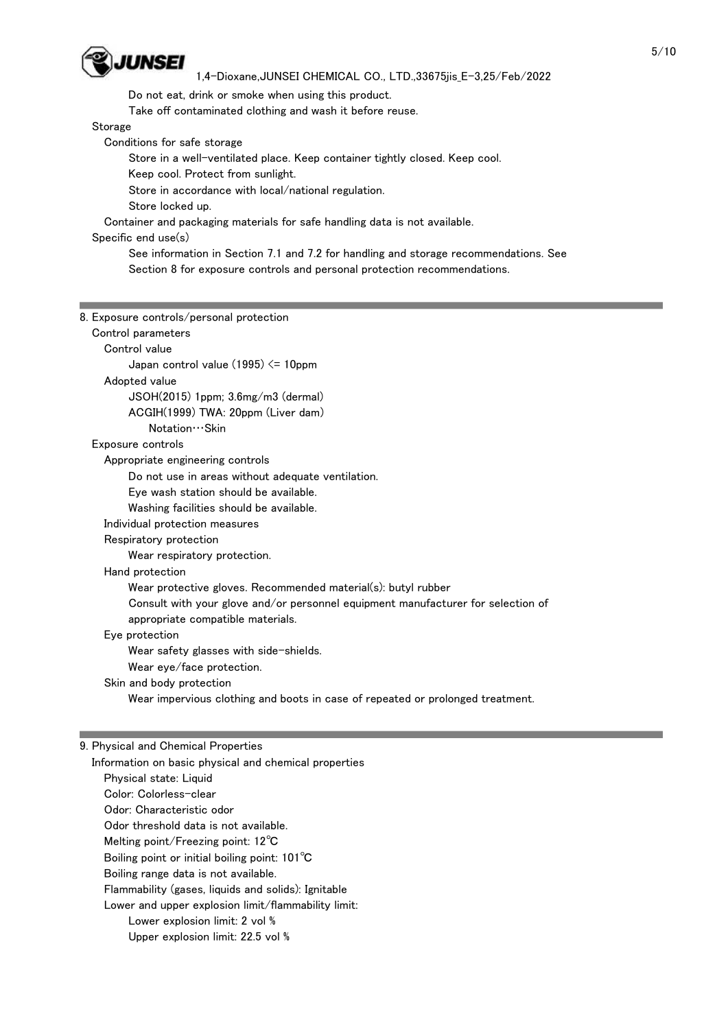Do not eat, drink or smoke when using this product.

Take off contaminated clothing and wash it before reuse.

### Storage

Conditions for safe storage

Store in a well-ventilated place. Keep container tightly closed. Keep cool.

Keep cool. Protect from sunlight.

Store in accordance with local/national regulation.

Store locked up.

Container and packaging materials for safe handling data is not available.

Specific end use(s)

See information in Section 7.1 and 7.2 for handling and storage recommendations. See Section 8 for exposure controls and personal protection recommendations.

## 8. Exposure controls/personal protection

### Control parameters

Control value

Japan control value (1995) <= 10ppm

Adopted value

JSOH(2015) 1ppm; 3.6mg/m3 (dermal)

ACGIH(1999) TWA: 20ppm (Liver dam)

Notation…Skin

### Exposure controls

Appropriate engineering controls

Do not use in areas without adequate ventilation.

Eye wash station should be available.

Washing facilities should be available.

Individual protection measures

Respiratory protection

Wear respiratory protection.

Hand protection

Wear protective gloves. Recommended material(s): butyl rubber

Consult with your glove and/or personnel equipment manufacturer for selection of appropriate compatible materials.

Eye protection

Wear safety glasses with side-shields.

Wear eye/face protection.

Skin and body protection

Wear impervious clothing and boots in case of repeated or prolonged treatment.

## 9. Physical and Chemical Properties

### Information on basic physical and chemical properties

Physical state: Liquid

Color: Colorless-clear

Odor: Characteristic odor

Odor threshold data is not available.

Melting point/Freezing point: 12℃

Boiling point or initial boiling point: 101℃

Boiling range data is not available.

Flammability (gases, liquids and solids): Ignitable

Lower and upper explosion limit/flammability limit:

Lower explosion limit: 2 vol %

Upper explosion limit: 22.5 vol %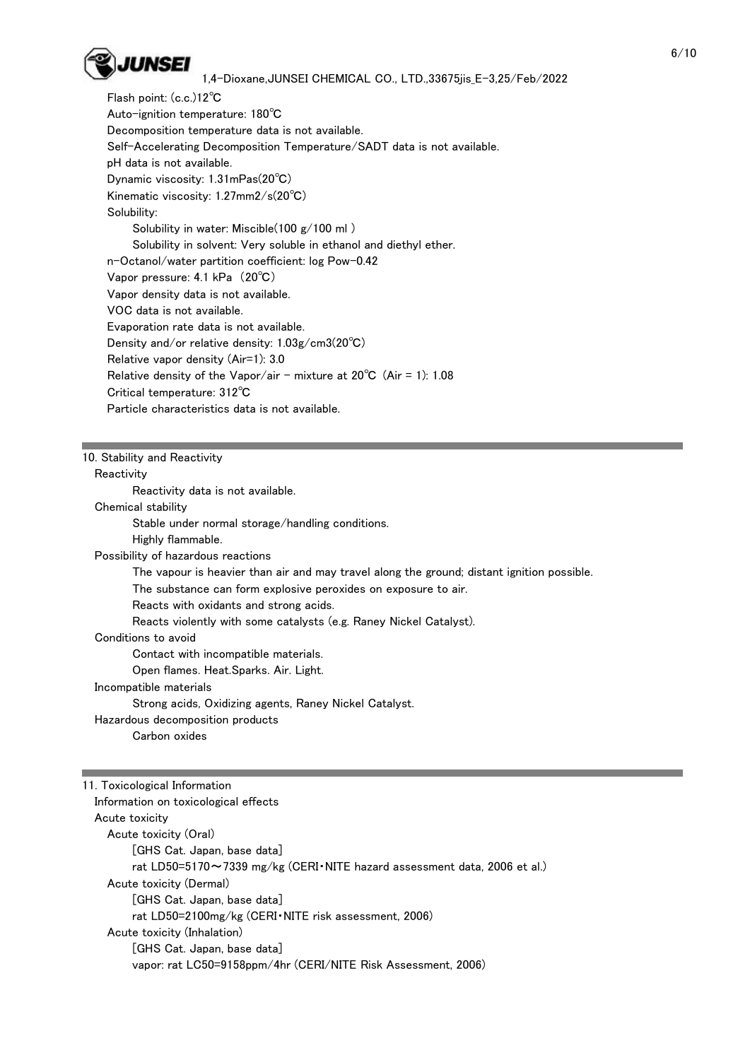Flash point: (c.c.)12℃

Auto-ignition temperature: 180℃

Decomposition temperature data is not available.

Self-Accelerating Decomposition Temperature/SADT data is not available.

pH data is not available.

Dynamic viscosity: 1.31mPas(20℃)

Kinematic viscosity: 1.27mm2/s(20℃)

Solubility:

- Solubility in water: Miscible(100 g/100 ml )
- Solubility in solvent: Very soluble in ethanol and diethyl ether.

n-Octanol/water partition coefficient: log Pow-0.42

Vapor pressure: 4.1 kPa (20℃)

Vapor density data is not available.

VOC data is not available.

Evaporation rate data is not available.

Density and/or relative density: 1.03g/cm3(20℃)

Relative vapor density (Air=1): 3.0

Relative density of the Vapor/air - mixture at 20℃ (Air = 1): 1.08

Critical temperature: 312℃

Particle characteristics data is not available.

## 10. Stability and Reactivity

**Reactivity**

Reactivity data is not available.

**Chemical stability**

Stable under normal storage/handling conditions.

Highly flammable.

**Possibility of hazardous reactions**

The vapour is heavier than air and may travel along the ground; distant ignition possible.

The substance can form explosive peroxides on exposure to air.

Reacts with oxidants and strong acids.

Reacts violently with some catalysts (e.g. Raney Nickel Catalyst).

**Conditions to avoid**

Contact with incompatible materials.

Open flames. Heat.Sparks. Air. Light.

**Incompatible materials**

Strong acids, Oxidizing agents, Raney Nickel Catalyst.

**Hazardous decomposition products**

Carbon oxides

## 11. Toxicological Information

**Information on toxicological effects**

**Acute toxicity**

Acute toxicity (Oral)

[GHS Cat. Japan, base data]

rat LD50=5170～7339 mg/kg (CERI・NITE hazard assessment data, 2006 et al.)

Acute toxicity (Dermal)

[GHS Cat. Japan, base data]

rat LD50=2100mg/kg (CERI・NITE risk assessment, 2006)

Acute toxicity (Inhalation)

[GHS Cat. Japan, base data]

vapor: rat LC50=9158ppm/4hr (CERI/NITE Risk Assessment, 2006)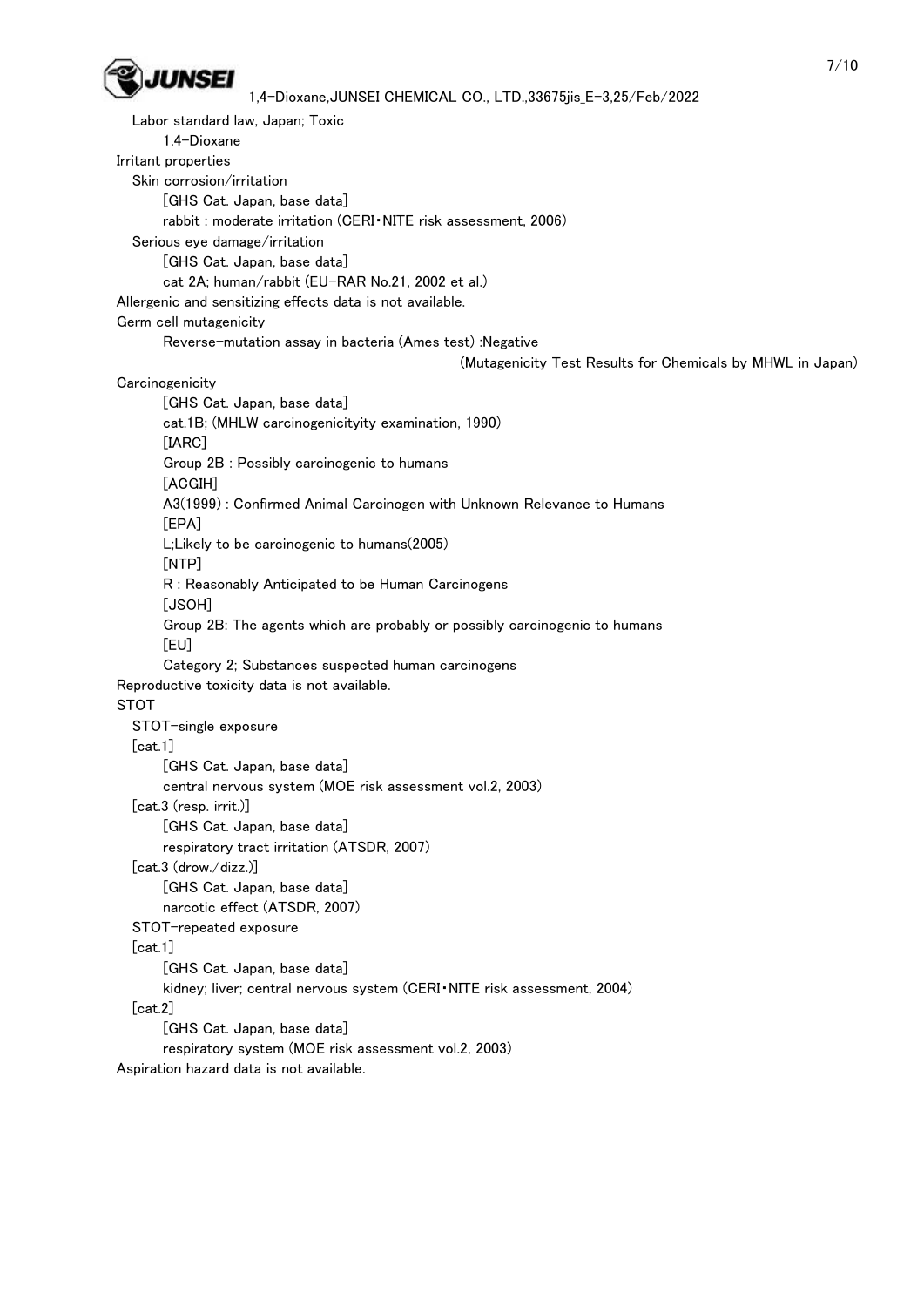Labor standard law, Japan; Toxic

1,4-Dioxane

Irritant properties

Skin corrosion/irritation

[GHS Cat. Japan, base data]

rabbit : moderate irritation (CERI・NITE risk assessment, 2006)

Serious eye damage/irritation

[GHS Cat. Japan, base data]

cat 2A; human/rabbit (EU-RAR No.21, 2002 et al.)

Allergenic and sensitizing effects data is not available.

Germ cell mutagenicity

Reverse-mutation assay in bacteria (Ames test) :Negative

(Mutagenicity Test Results for Chemicals by MHWL in Japan)

Carcinogenicity

[GHS Cat. Japan, base data]

cat.1B; (MHLW carcinogenicityity examination, 1990)

[IARC]

Group 2B : Possibly carcinogenic to humans

[ACGIH]

A3(1999) : Confirmed Animal Carcinogen with Unknown Relevance to Humans

[EPA]

L;Likely to be carcinogenic to humans(2005)

[NTP]

R : Reasonably Anticipated to be Human Carcinogens

[JSOH]

Group 2B: The agents which are probably or possibly carcinogenic to humans

[EU]

Category 2; Substances suspected human carcinogens

Reproductive toxicity data is not available.

STOT

STOT-single exposure

[cat.1]

[GHS Cat. Japan, base data]

central nervous system (MOE risk assessment vol.2, 2003)

[cat.3 (resp. irrit.)]

[GHS Cat. Japan, base data]

respiratory tract irritation (ATSDR, 2007)

[cat.3 (drow./dizz.)]

[GHS Cat. Japan, base data]

narcotic effect (ATSDR, 2007)

STOT-repeated exposure

[cat.1]

[GHS Cat. Japan, base data]

kidney; liver; central nervous system (CERI・NITE risk assessment, 2004)

[cat.2]

[GHS Cat. Japan, base data]

respiratory system (MOE risk assessment vol.2, 2003)

Aspiration hazard data is not available.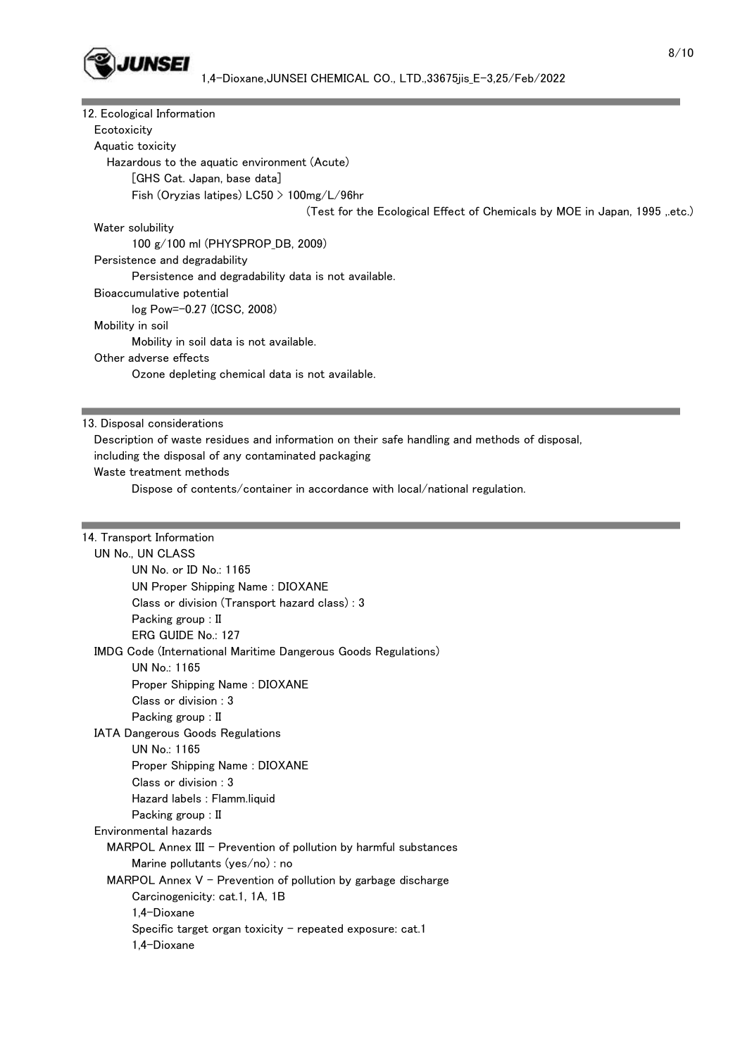## 12. Ecological Information

Ecotoxicity

Aquatic toxicity

Hazardous to the aquatic environment (Acute)

[GHS Cat. Japan, base data]

Fish (Oryzias latipes) LC50 > 100mg/L/96hr

(Test for the Ecological Effect of Chemicals by MOE in Japan, 1995 ,.etc.)

Water solubility

100 g/100 ml (PHYSPROP_DB, 2009)

Persistence and degradability

Persistence and degradability data is not available.

Bioaccumulative potential

log Pow=-0.27 (ICSC, 2008)

Mobility in soil

Mobility in soil data is not available.

Other adverse effects

Ozone depleting chemical data is not available.

## 13. Disposal considerations

Description of waste residues and information on their safe handling and methods of disposal, including the disposal of any contaminated packaging

Waste treatment methods

Dispose of contents/container in accordance with local/national regulation.

## 14. Transport Information

UN No., UN CLASS

UN No. or ID No.: 1165

UN Proper Shipping Name : DIOXANE

Class or division (Transport hazard class) : 3

Packing group : II

ERG GUIDE No.: 127

IMDG Code (International Maritime Dangerous Goods Regulations)

UN No.: 1165

Proper Shipping Name : DIOXANE

Class or division : 3

Packing group : II

IATA Dangerous Goods Regulations

UN No.: 1165

Proper Shipping Name : DIOXANE

Class or division : 3

Hazard labels : Flamm.liquid

Packing group : II

Environmental hazards

MARPOL Annex III - Prevention of pollution by harmful substances

Marine pollutants (yes/no) : no

MARPOL Annex V - Prevention of pollution by garbage discharge

Carcinogenicity: cat.1, 1A, 1B

1,4-Dioxane

Specific target organ toxicity - repeated exposure: cat.1

1,4-Dioxane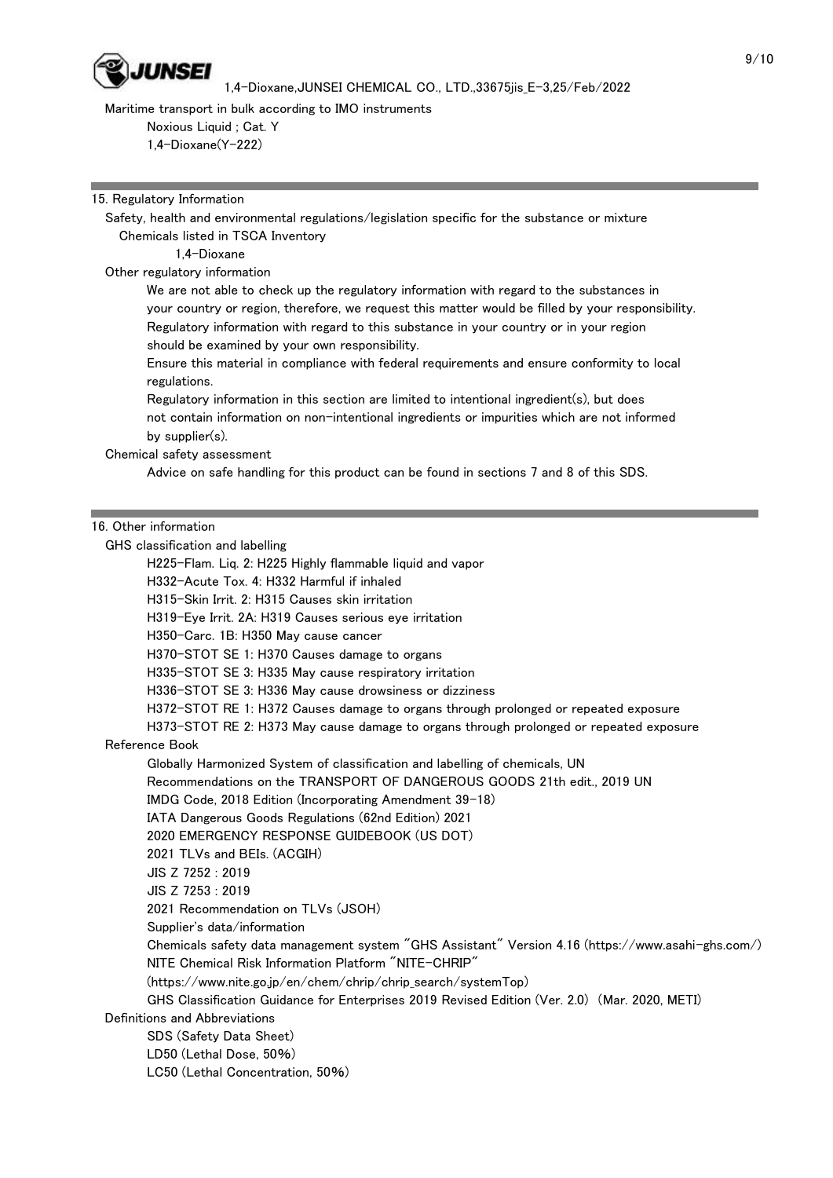Maritime transport in bulk according to IMO instruments

Noxious Liquid ; Cat. Y

1,4-Dioxane(Y-222)

## 15. Regulatory Information

Safety, health and environmental regulations/legislation specific for the substance or mixture

Chemicals listed in TSCA Inventory

1,4-Dioxane

Other regulatory information

We are not able to check up the regulatory information with regard to the substances in your country or region, therefore, we request this matter would be filled by your responsibility. Regulatory information with regard to this substance in your country or in your region should be examined by your own responsibility.

Ensure this material in compliance with federal requirements and ensure conformity to local regulations.

Regulatory information in this section are limited to intentional ingredient(s), but does not contain information on non-intentional ingredients or impurities which are not informed by supplier(s).

Chemical safety assessment

Advice on safe handling for this product can be found in sections 7 and 8 of this SDS.

## 16. Other information

GHS classification and labelling

H225-Flam. Liq. 2: H225 Highly flammable liquid and vapor

H332-Acute Tox. 4: H332 Harmful if inhaled

H315-Skin Irrit. 2: H315 Causes skin irritation

H319-Eye Irrit. 2A: H319 Causes serious eye irritation

H350-Carc. 1B: H350 May cause cancer

H370-STOT SE 1: H370 Causes damage to organs

H335-STOT SE 3: H335 May cause respiratory irritation

H336-STOT SE 3: H336 May cause drowsiness or dizziness

H372-STOT RE 1: H372 Causes damage to organs through prolonged or repeated exposure

H373-STOT RE 2: H373 May cause damage to organs through prolonged or repeated exposure

Reference Book

Globally Harmonized System of classification and labelling of chemicals, UN

Recommendations on the TRANSPORT OF DANGEROUS GOODS 21th edit., 2019 UN

IMDG Code, 2018 Edition (Incorporating Amendment 39-18)

IATA Dangerous Goods Regulations (62nd Edition) 2021

2020 EMERGENCY RESPONSE GUIDEBOOK (US DOT)

2021 TLVs and BEIs. (ACGIH)

JIS Z 7252 : 2019

JIS Z 7253 : 2019

2021 Recommendation on TLVs (JSOH)

Supplier's data/information

Chemicals safety data management system "GHS Assistant" Version 4.16 (https://www.asahi-ghs.com/)

NITE Chemical Risk Information Platform "NITE-CHRIP" (https://www.nite.go.jp/en/chem/chrip/chrip_search/systemTop)

GHS Classification Guidance for Enterprises 2019 Revised Edition (Ver. 2.0) (Mar. 2020, METI)

Definitions and Abbreviations

SDS (Safety Data Sheet)

LD50 (Lethal Dose, 50%)

LC50 (Lethal Concentration, 50%)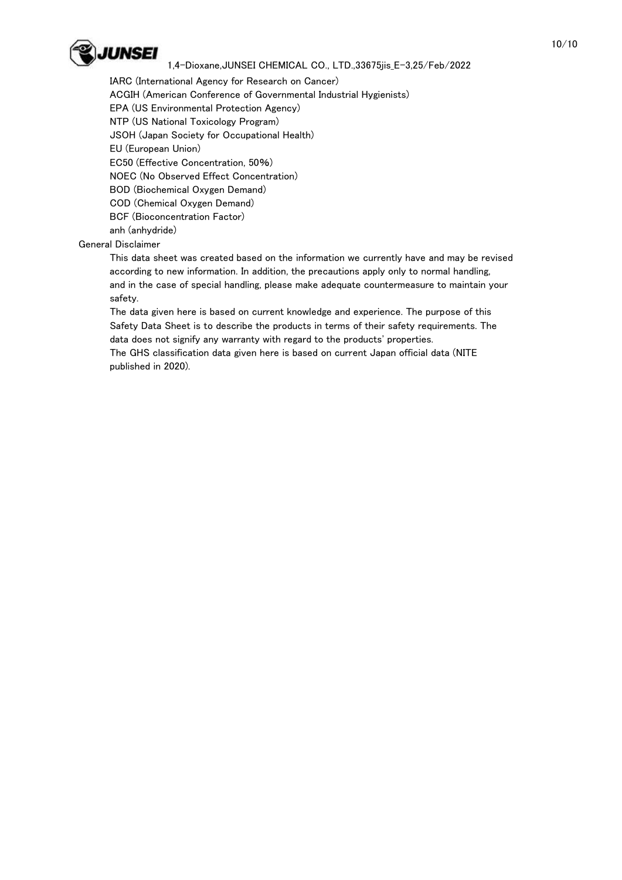IARC (International Agency for Research on Cancer)
ACGIH (American Conference of Governmental Industrial Hygienists)
EPA (US Environmental Protection Agency)
NTP (US National Toxicology Program)
JSOH (Japan Society for Occupational Health)
EU (European Union)
EC50 (Effective Concentration, 50%)
NOEC (No Observed Effect Concentration)
BOD (Biochemical Oxygen Demand)
COD (Chemical Oxygen Demand)
BCF (Bioconcentration Factor)
anh (anhydride)

General Disclaimer

This data sheet was created based on the information we currently have and may be revised according to new information. In addition, the precautions apply only to normal handling, and in the case of special handling, please make adequate countermeasure to maintain your safety.
The data given here is based on current knowledge and experience. The purpose of this Safety Data Sheet is to describe the products in terms of their safety requirements. The data does not signify any warranty with regard to the products' properties.
The GHS classification data given here is based on current Japan official data (NITE published in 2020).